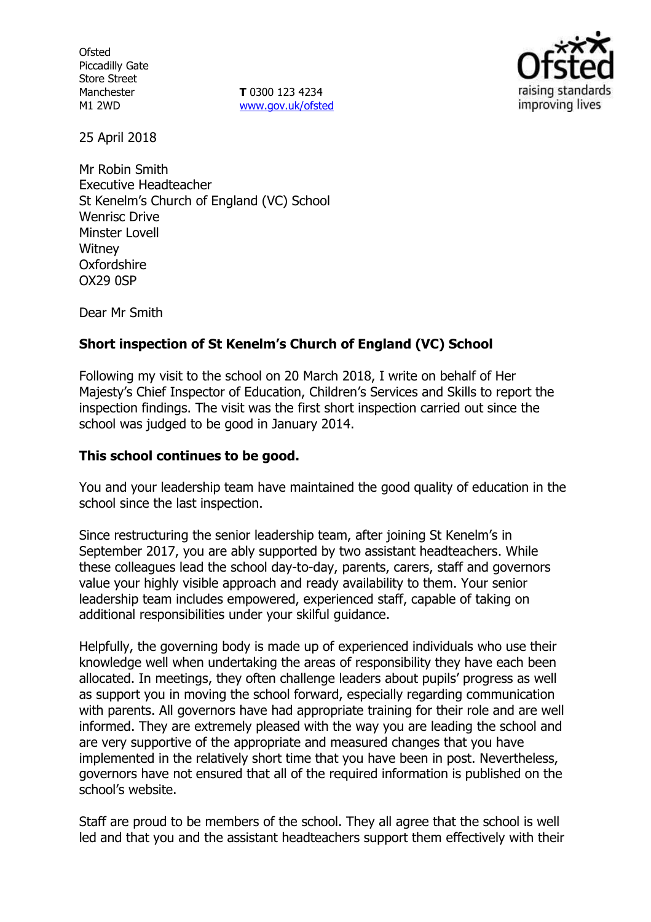Ofsted
Piccadilly Gate
Store Street
Manchester
M1 2WD

**T** 0300 123 4234
www.gov.uk/ofsted

25 April 2018

Mr Robin Smith
Executive Headteacher
St Kenelm's Church of England (VC) School
Wenrisc Drive
Minster Lovell
Witney
Oxfordshire
OX29 0SP

Dear Mr Smith

## Short inspection of St Kenelm's Church of England (VC) School

Following my visit to the school on 20 March 2018, I write on behalf of Her Majesty's Chief Inspector of Education, Children's Services and Skills to report the inspection findings. The visit was the first short inspection carried out since the school was judged to be good in January 2014.

### This school continues to be good.

You and your leadership team have maintained the good quality of education in the school since the last inspection.

Since restructuring the senior leadership team, after joining St Kenelm's in September 2017, you are ably supported by two assistant headteachers. While these colleagues lead the school day-to-day, parents, carers, staff and governors value your highly visible approach and ready availability to them. Your senior leadership team includes empowered, experienced staff, capable of taking on additional responsibilities under your skilful guidance.

Helpfully, the governing body is made up of experienced individuals who use their knowledge well when undertaking the areas of responsibility they have each been allocated. In meetings, they often challenge leaders about pupils' progress as well as support you in moving the school forward, especially regarding communication with parents. All governors have had appropriate training for their role and are well informed. They are extremely pleased with the way you are leading the school and are very supportive of the appropriate and measured changes that you have implemented in the relatively short time that you have been in post. Nevertheless, governors have not ensured that all of the required information is published on the school's website.

Staff are proud to be members of the school. They all agree that the school is well led and that you and the assistant headteachers support them effectively with their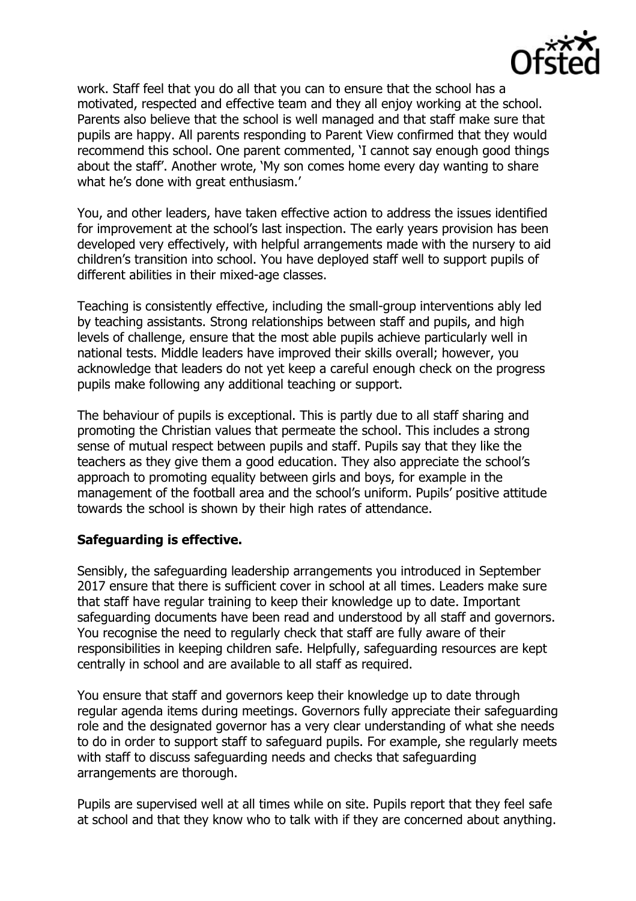work. Staff feel that you do all that you can to ensure that the school has a motivated, respected and effective team and they all enjoy working at the school. Parents also believe that the school is well managed and that staff make sure that pupils are happy. All parents responding to Parent View confirmed that they would recommend this school. One parent commented, 'I cannot say enough good things about the staff'. Another wrote, 'My son comes home every day wanting to share what he's done with great enthusiasm.'

You, and other leaders, have taken effective action to address the issues identified for improvement at the school's last inspection. The early years provision has been developed very effectively, with helpful arrangements made with the nursery to aid children's transition into school. You have deployed staff well to support pupils of different abilities in their mixed-age classes.

Teaching is consistently effective, including the small-group interventions ably led by teaching assistants. Strong relationships between staff and pupils, and high levels of challenge, ensure that the most able pupils achieve particularly well in national tests. Middle leaders have improved their skills overall; however, you acknowledge that leaders do not yet keep a careful enough check on the progress pupils make following any additional teaching or support.

The behaviour of pupils is exceptional. This is partly due to all staff sharing and promoting the Christian values that permeate the school. This includes a strong sense of mutual respect between pupils and staff. Pupils say that they like the teachers as they give them a good education. They also appreciate the school's approach to promoting equality between girls and boys, for example in the management of the football area and the school's uniform. Pupils' positive attitude towards the school is shown by their high rates of attendance.

**Safeguarding is effective.**

Sensibly, the safeguarding leadership arrangements you introduced in September 2017 ensure that there is sufficient cover in school at all times. Leaders make sure that staff have regular training to keep their knowledge up to date. Important safeguarding documents have been read and understood by all staff and governors. You recognise the need to regularly check that staff are fully aware of their responsibilities in keeping children safe. Helpfully, safeguarding resources are kept centrally in school and are available to all staff as required.

You ensure that staff and governors keep their knowledge up to date through regular agenda items during meetings. Governors fully appreciate their safeguarding role and the designated governor has a very clear understanding of what she needs to do in order to support staff to safeguard pupils. For example, she regularly meets with staff to discuss safeguarding needs and checks that safeguarding arrangements are thorough.

Pupils are supervised well at all times while on site. Pupils report that they feel safe at school and that they know who to talk with if they are concerned about anything.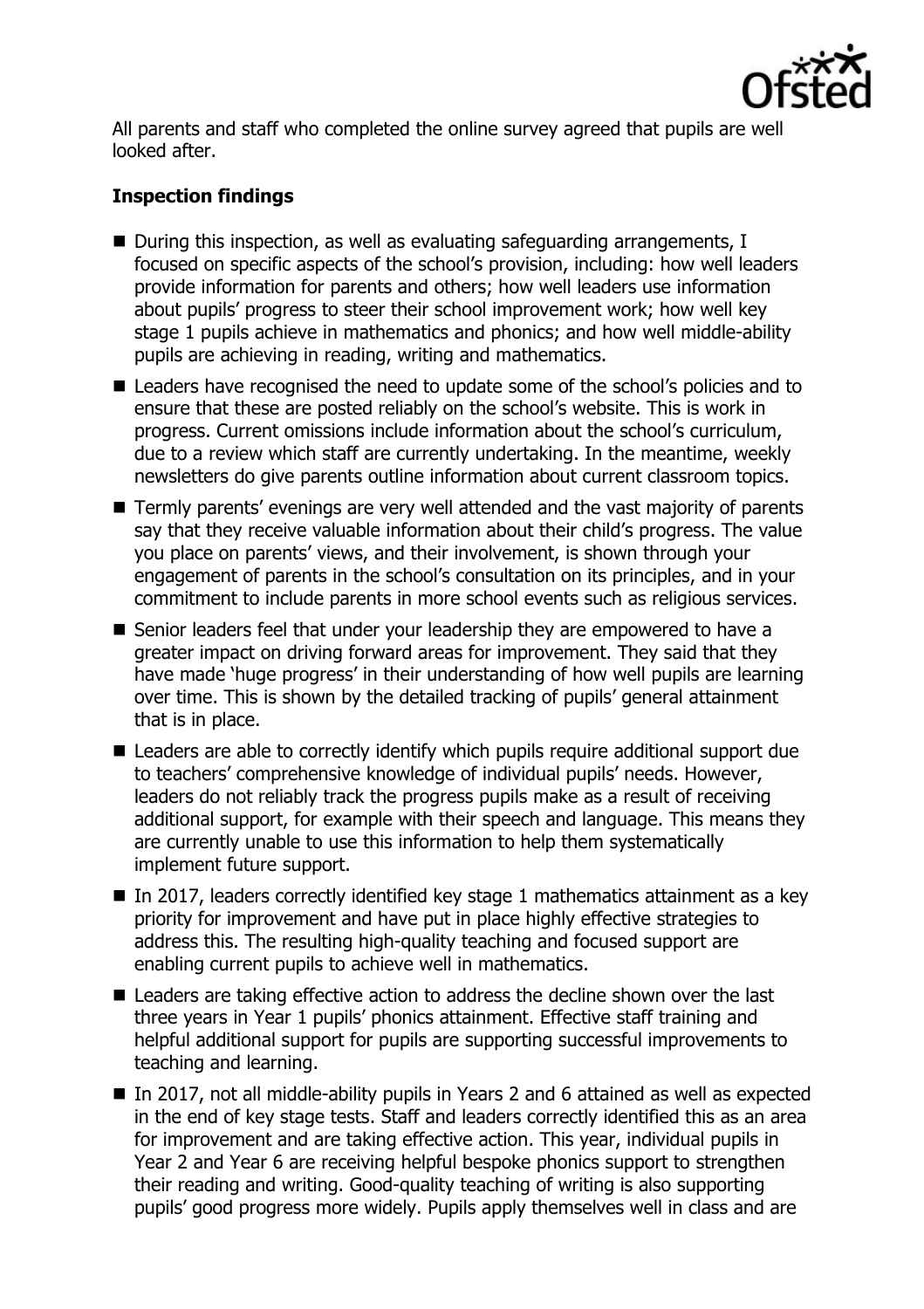All parents and staff who completed the online survey agreed that pupils are well looked after.

**Inspection findings**

- During this inspection, as well as evaluating safeguarding arrangements, I focused on specific aspects of the school's provision, including: how well leaders provide information for parents and others; how well leaders use information about pupils' progress to steer their school improvement work; how well key stage 1 pupils achieve in mathematics and phonics; and how well middle-ability pupils are achieving in reading, writing and mathematics.
- Leaders have recognised the need to update some of the school's policies and to ensure that these are posted reliably on the school's website. This is work in progress. Current omissions include information about the school's curriculum, due to a review which staff are currently undertaking. In the meantime, weekly newsletters do give parents outline information about current classroom topics.
- Termly parents' evenings are very well attended and the vast majority of parents say that they receive valuable information about their child's progress. The value you place on parents' views, and their involvement, is shown through your engagement of parents in the school's consultation on its principles, and in your commitment to include parents in more school events such as religious services.
- Senior leaders feel that under your leadership they are empowered to have a greater impact on driving forward areas for improvement. They said that they have made 'huge progress' in their understanding of how well pupils are learning over time. This is shown by the detailed tracking of pupils' general attainment that is in place.
- Leaders are able to correctly identify which pupils require additional support due to teachers' comprehensive knowledge of individual pupils' needs. However, leaders do not reliably track the progress pupils make as a result of receiving additional support, for example with their speech and language. This means they are currently unable to use this information to help them systematically implement future support.
- In 2017, leaders correctly identified key stage 1 mathematics attainment as a key priority for improvement and have put in place highly effective strategies to address this. The resulting high-quality teaching and focused support are enabling current pupils to achieve well in mathematics.
- Leaders are taking effective action to address the decline shown over the last three years in Year 1 pupils' phonics attainment. Effective staff training and helpful additional support for pupils are supporting successful improvements to teaching and learning.
- In 2017, not all middle-ability pupils in Years 2 and 6 attained as well as expected in the end of key stage tests. Staff and leaders correctly identified this as an area for improvement and are taking effective action. This year, individual pupils in Year 2 and Year 6 are receiving helpful bespoke phonics support to strengthen their reading and writing. Good-quality teaching of writing is also supporting pupils' good progress more widely. Pupils apply themselves well in class and are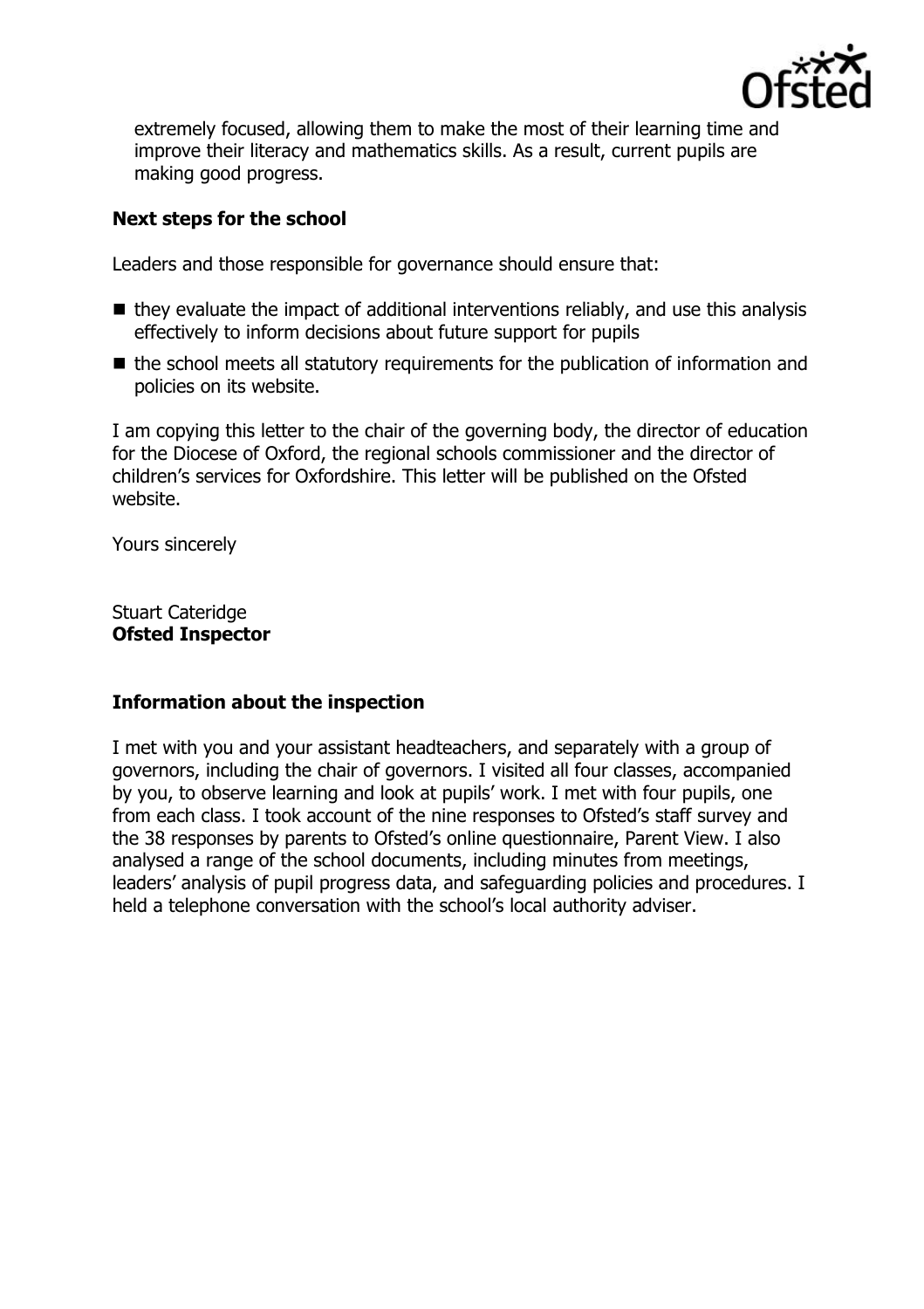extremely focused, allowing them to make the most of their learning time and improve their literacy and mathematics skills. As a result, current pupils are making good progress.

## Next steps for the school

Leaders and those responsible for governance should ensure that:

- they evaluate the impact of additional interventions reliably, and use this analysis effectively to inform decisions about future support for pupils
- the school meets all statutory requirements for the publication of information and policies on its website.

I am copying this letter to the chair of the governing body, the director of education for the Diocese of Oxford, the regional schools commissioner and the director of children's services for Oxfordshire. This letter will be published on the Ofsted website.

Yours sincerely

Stuart Cateridge
**Ofsted Inspector**

## Information about the inspection

I met with you and your assistant headteachers, and separately with a group of governors, including the chair of governors. I visited all four classes, accompanied by you, to observe learning and look at pupils' work. I met with four pupils, one from each class. I took account of the nine responses to Ofsted's staff survey and the 38 responses by parents to Ofsted's online questionnaire, Parent View. I also analysed a range of the school documents, including minutes from meetings, leaders' analysis of pupil progress data, and safeguarding policies and procedures. I held a telephone conversation with the school's local authority adviser.